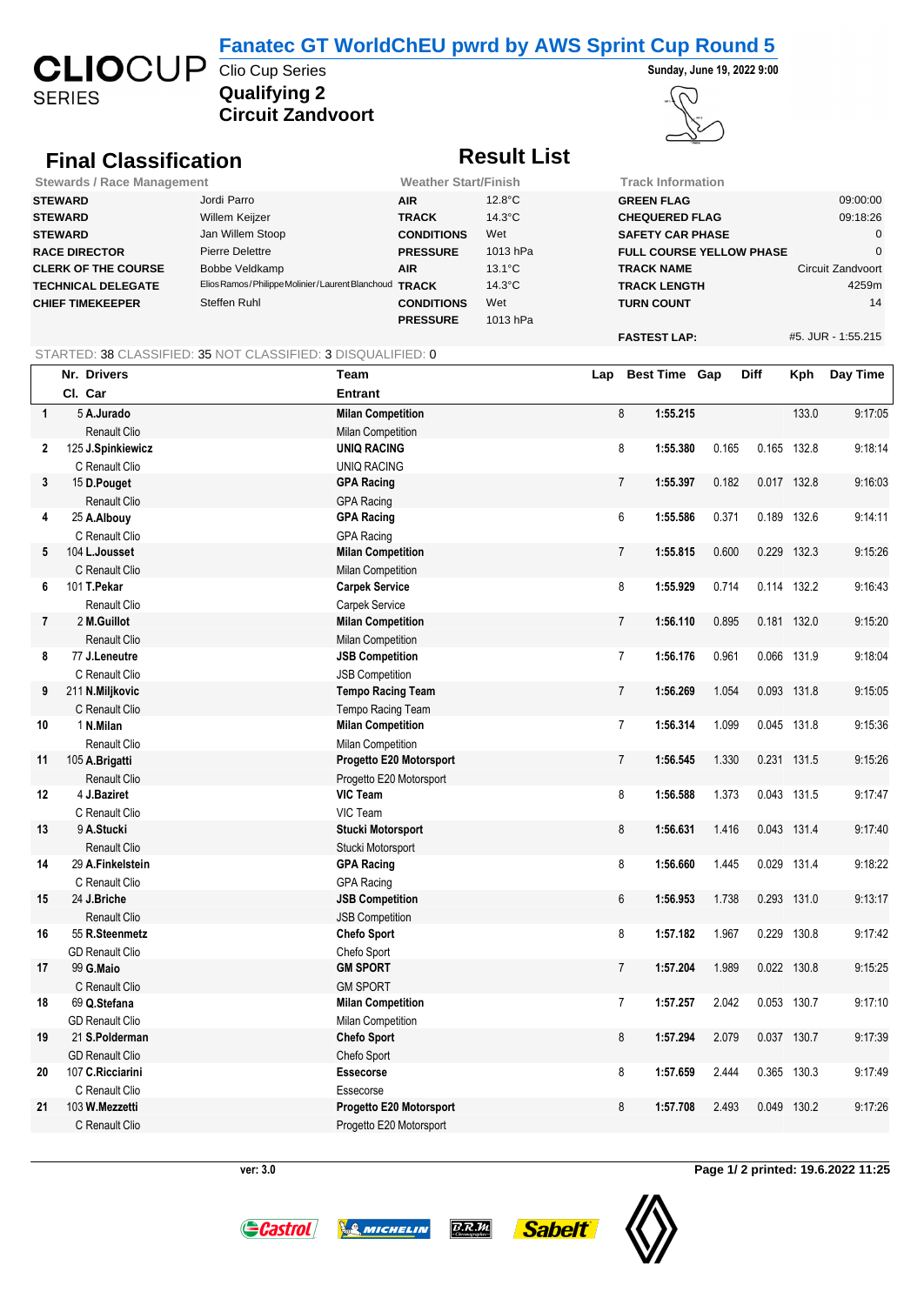# Fanatec GT WorldChEU pwrd by AWS Sprint Cup Round 5

CLIOCUP SERIES

Clio Cup Series

**Sunday, June 19, 2022 9:00**

## Qualifying 2
## Circuit Zandvoort

## Final Classification

## Result List

| Stewards / Race Management | | Weather Start/Finish | | Track Information | |
|---|---|---|---|---|---|
| **STEWARD** | Jordi Parro | **AIR** | 12.8°C | **GREEN FLAG** | 09:00:00 |
| **STEWARD** | Willem Keijzer | **TRACK** | 14.3°C | **CHEQUERED FLAG** | 09:18:26 |
| **STEWARD** | Jan Willem Stoop | **CONDITIONS** | Wet | **SAFETY CAR PHASE** | 0 |
| **RACE DIRECTOR** | Pierre Delettre | **PRESSURE** | 1013 hPa | **FULL COURSE YELLOW PHASE** | 0 |
| **CLERK OF THE COURSE** | Bobbe Veldkamp | **AIR** | 13.1°C | **TRACK NAME** | Circuit Zandvoort |
| **TECHNICAL DELEGATE** | Elios Ramos/Philippe Molinier/Laurent Blanchoud | **TRACK** | 14.3°C | **TRACK LENGTH** | 4259m |
| **CHIEF TIMEKEEPER** | Steffen Ruhl | **CONDITIONS** | Wet | **TURN COUNT** | 14 |
| | | **PRESSURE** | 1013 hPa | | |
| | | | | **FASTEST LAP:** | #5. JUR - 1:55.215 |

STARTED: 38 CLASSIFIED: 35 NOT CLASSIFIED: 3 DISQUALIFIED: 0

| | Nr. | Drivers / Cl. Car | Team / Entrant | Lap | Best Time | Gap | Diff | Kph | Day Time |
|---|---|---|---|---|---|---|---|---|---|
| 1 | 5 | **A.Jurado**<br>Renault Clio | **Milan Competition**<br>Milan Competition | 8 | **1:55.215** | | | 133.0 | 9:17:05 |
| 2 | 125 | **J.Spinkiewicz**<br>C Renault Clio | **UNIQ RACING**<br>UNIQ RACING | 8 | **1:55.380** | 0.165 | 0.165 | 132.8 | 9:18:14 |
| 3 | 15 | **D.Pouget**<br>Renault Clio | **GPA Racing**<br>GPA Racing | 7 | **1:55.397** | 0.182 | 0.017 | 132.8 | 9:16:03 |
| 4 | 25 | **A.Albouy**<br>C Renault Clio | **GPA Racing**<br>GPA Racing | 6 | **1:55.586** | 0.371 | 0.189 | 132.6 | 9:14:11 |
| 5 | 104 | **L.Jousset**<br>C Renault Clio | **Milan Competition**<br>Milan Competition | 7 | **1:55.815** | 0.600 | 0.229 | 132.3 | 9:15:26 |
| 6 | 101 | **T.Pekar**<br>Renault Clio | **Carpek Service**<br>Carpek Service | 8 | **1:55.929** | 0.714 | 0.114 | 132.2 | 9:16:43 |
| 7 | 2 | **M.Guillot**<br>Renault Clio | **Milan Competition**<br>Milan Competition | 7 | **1:56.110** | 0.895 | 0.181 | 132.0 | 9:15:20 |
| 8 | 77 | **J.Leneutre**<br>C Renault Clio | **JSB Competition**<br>JSB Competition | 7 | **1:56.176** | 0.961 | 0.066 | 131.9 | 9:18:04 |
| 9 | 211 | **N.Miljkovic**<br>C Renault Clio | **Tempo Racing Team**<br>Tempo Racing Team | 7 | **1:56.269** | 1.054 | 0.093 | 131.8 | 9:15:05 |
| 10 | 1 | **N.Milan**<br>Renault Clio | **Milan Competition**<br>Milan Competition | 7 | **1:56.314** | 1.099 | 0.045 | 131.8 | 9:15:36 |
| 11 | 105 | **A.Brigatti**<br>Renault Clio | **Progetto E20 Motorsport**<br>Progetto E20 Motorsport | 7 | **1:56.545** | 1.330 | 0.231 | 131.5 | 9:15:26 |
| 12 | 4 | **J.Baziret**<br>C Renault Clio | **VIC Team**<br>VIC Team | 8 | **1:56.588** | 1.373 | 0.043 | 131.5 | 9:17:47 |
| 13 | 9 | **A.Stucki**<br>Renault Clio | **Stucki Motorsport**<br>Stucki Motorsport | 8 | **1:56.631** | 1.416 | 0.043 | 131.4 | 9:17:40 |
| 14 | 29 | **A.Finkelstein**<br>C Renault Clio | **GPA Racing**<br>GPA Racing | 8 | **1:56.660** | 1.445 | 0.029 | 131.4 | 9:18:22 |
| 15 | 24 | **J.Briche**<br>Renault Clio | **JSB Competition**<br>JSB Competition | 6 | **1:56.953** | 1.738 | 0.293 | 131.0 | 9:13:17 |
| 16 | 55 | **R.Steenmetz**<br>GD Renault Clio | **Chefo Sport**<br>Chefo Sport | 8 | **1:57.182** | 1.967 | 0.229 | 130.8 | 9:17:42 |
| 17 | 99 | **G.Maio**<br>C Renault Clio | **GM SPORT**<br>GM SPORT | 7 | **1:57.204** | 1.989 | 0.022 | 130.8 | 9:15:25 |
| 18 | 69 | **Q.Stefana**<br>GD Renault Clio | **Milan Competition**<br>Milan Competition | 7 | **1:57.257** | 2.042 | 0.053 | 130.7 | 9:17:10 |
| 19 | 21 | **S.Polderman**<br>GD Renault Clio | **Chefo Sport**<br>Chefo Sport | 8 | **1:57.294** | 2.079 | 0.037 | 130.7 | 9:17:39 |
| 20 | 107 | **C.Ricciarini**<br>C Renault Clio | **Essecorse**<br>Essecorse | 8 | **1:57.659** | 2.444 | 0.365 | 130.3 | 9:17:49 |
| 21 | 103 | **W.Mezzetti**<br>C Renault Clio | **Progetto E20 Motorsport**<br>Progetto E20 Motorsport | 8 | **1:57.708** | 2.493 | 0.049 | 130.2 | 9:17:26 |

ver: 3.0

Page 1/ 2 printed: 19.6.2022 11:25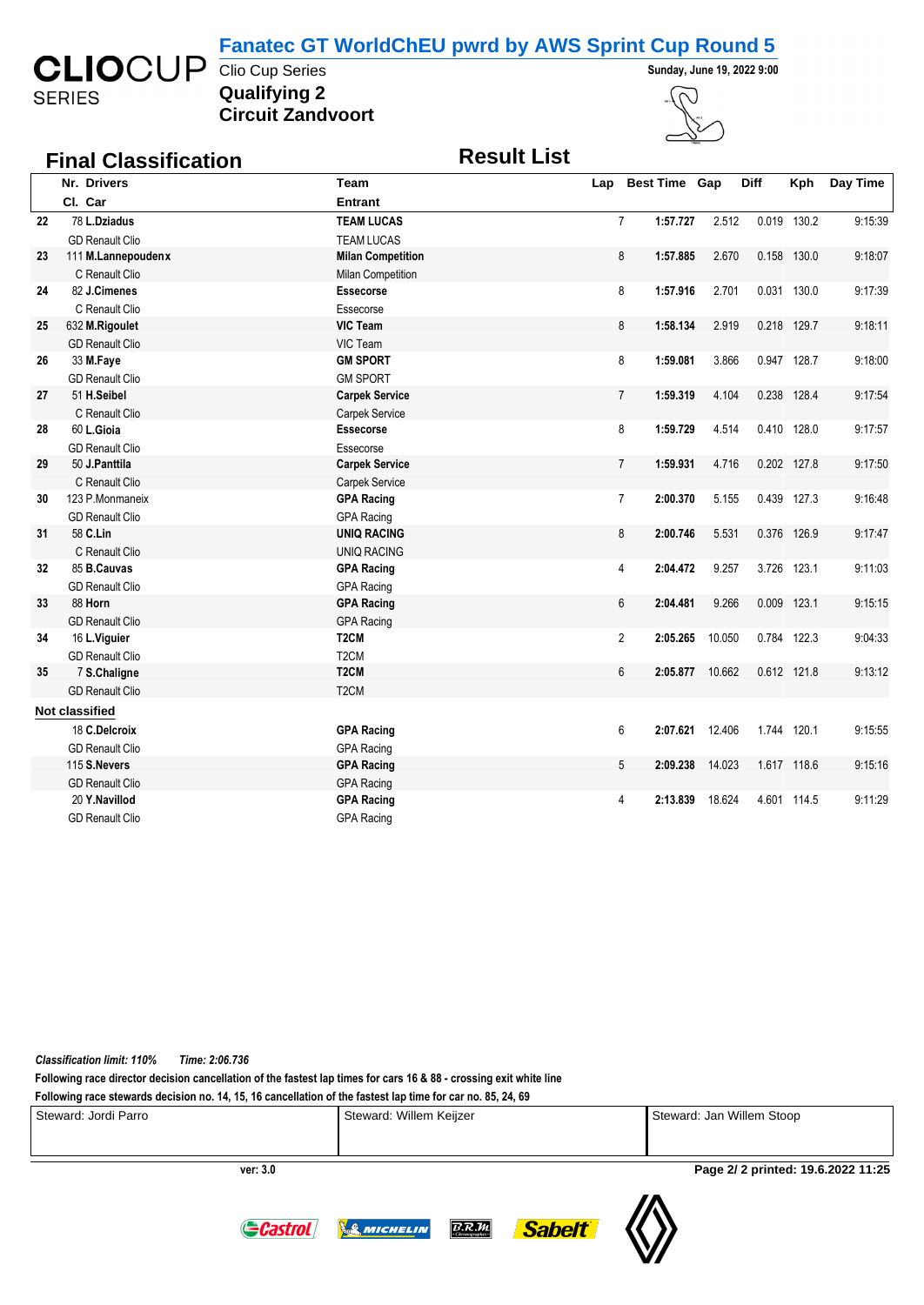# Fanatec GT WorldChEU pwrd by AWS Sprint Cup Round 5

Clio Cup Series

**Qualifying 2**

**Circuit Zandvoort**

**Sunday, June 19, 2022 9:00**

## Final Classification

## Result List

| Cl. | Nr. Drivers / Car | Team / Entrant | Lap | Best Time | Gap | Diff | Kph | Day Time |
|---|---|---|---|---|---|---|---|---|
| 22 | 78 **L.Dziadus** | **TEAM LUCAS** | 7 | **1:57.727** | 2.512 | 0.019 | 130.2 | 9:15:39 |
| GD | Renault Clio | TEAM LUCAS | | | | | | |
| 23 | 111 **M.Lannepoudenx** | **Milan Competition** | 8 | **1:57.885** | 2.670 | 0.158 | 130.0 | 9:18:07 |
| C | Renault Clio | Milan Competition | | | | | | |
| 24 | 82 **J.Cimenes** | **Essecorse** | 8 | **1:57.916** | 2.701 | 0.031 | 130.0 | 9:17:39 |
| C | Renault Clio | Essecorse | | | | | | |
| 25 | 632 **M.Rigoulet** | **VIC Team** | 8 | **1:58.134** | 2.919 | 0.218 | 129.7 | 9:18:11 |
| GD | Renault Clio | VIC Team | | | | | | |
| 26 | 33 **M.Faye** | **GM SPORT** | 8 | **1:59.081** | 3.866 | 0.947 | 128.7 | 9:18:00 |
| GD | Renault Clio | GM SPORT | | | | | | |
| 27 | 51 **H.Seibel** | **Carpek Service** | 7 | **1:59.319** | 4.104 | 0.238 | 128.4 | 9:17:54 |
| C | Renault Clio | Carpek Service | | | | | | |
| 28 | 60 **L.Gioia** | **Essecorse** | 8 | **1:59.729** | 4.514 | 0.410 | 128.0 | 9:17:57 |
| GD | Renault Clio | Essecorse | | | | | | |
| 29 | 50 **J.Panttila** | **Carpek Service** | 7 | **1:59.931** | 4.716 | 0.202 | 127.8 | 9:17:50 |
| C | Renault Clio | Carpek Service | | | | | | |
| 30 | 123 P.Monmaneix | **GPA Racing** | 7 | **2:00.370** | 5.155 | 0.439 | 127.3 | 9:16:48 |
| GD | Renault Clio | GPA Racing | | | | | | |
| 31 | 58 **C.Lin** | **UNIQ RACING** | 8 | **2:00.746** | 5.531 | 0.376 | 126.9 | 9:17:47 |
| C | Renault Clio | UNIQ RACING | | | | | | |
| 32 | 85 **B.Cauvas** | **GPA Racing** | 4 | **2:04.472** | 9.257 | 3.726 | 123.1 | 9:11:03 |
| GD | Renault Clio | GPA Racing | | | | | | |
| 33 | 88 **Horn** | **GPA Racing** | 6 | **2:04.481** | 9.266 | 0.009 | 123.1 | 9:15:15 |
| GD | Renault Clio | GPA Racing | | | | | | |
| 34 | 16 **L.Viguier** | **T2CM** | 2 | **2:05.265** | 10.050 | 0.784 | 122.3 | 9:04:33 |
| GD | Renault Clio | T2CM | | | | | | |
| 35 | 7 **S.Chaligne** | **T2CM** | 6 | **2:05.877** | 10.662 | 0.612 | 121.8 | 9:13:12 |
| GD | Renault Clio | T2CM | | | | | | |
| **Not classified** | | | | | | | | |
| | 18 **C.Delcroix** | **GPA Racing** | 6 | **2:07.621** | 12.406 | 1.744 | 120.1 | 9:15:55 |
| GD | Renault Clio | GPA Racing | | | | | | |
| | 115 **S.Nevers** | **GPA Racing** | 5 | **2:09.238** | 14.023 | 1.617 | 118.6 | 9:15:16 |
| GD | Renault Clio | GPA Racing | | | | | | |
| | 20 **Y.Navillod** | **GPA Racing** | 4 | **2:13.839** | 18.624 | 4.601 | 114.5 | 9:11:29 |
| GD | Renault Clio | GPA Racing | | | | | | |

***Classification limit: 110%*** ***Time: 2:06.736***

**Following race director decision cancellation of the fastest lap times for cars 16 & 88 - crossing exit white line**

**Following race stewards decision no. 14, 15, 16 cancellation of the fastest lap time for car no. 85, 24, 69**

| Steward: Jordi Parro | Steward: Willem Keijzer | Steward: Jan Willem Stoop |
|---|---|---|

**ver: 3.0**

**printed: 19.6.2022 11:25**